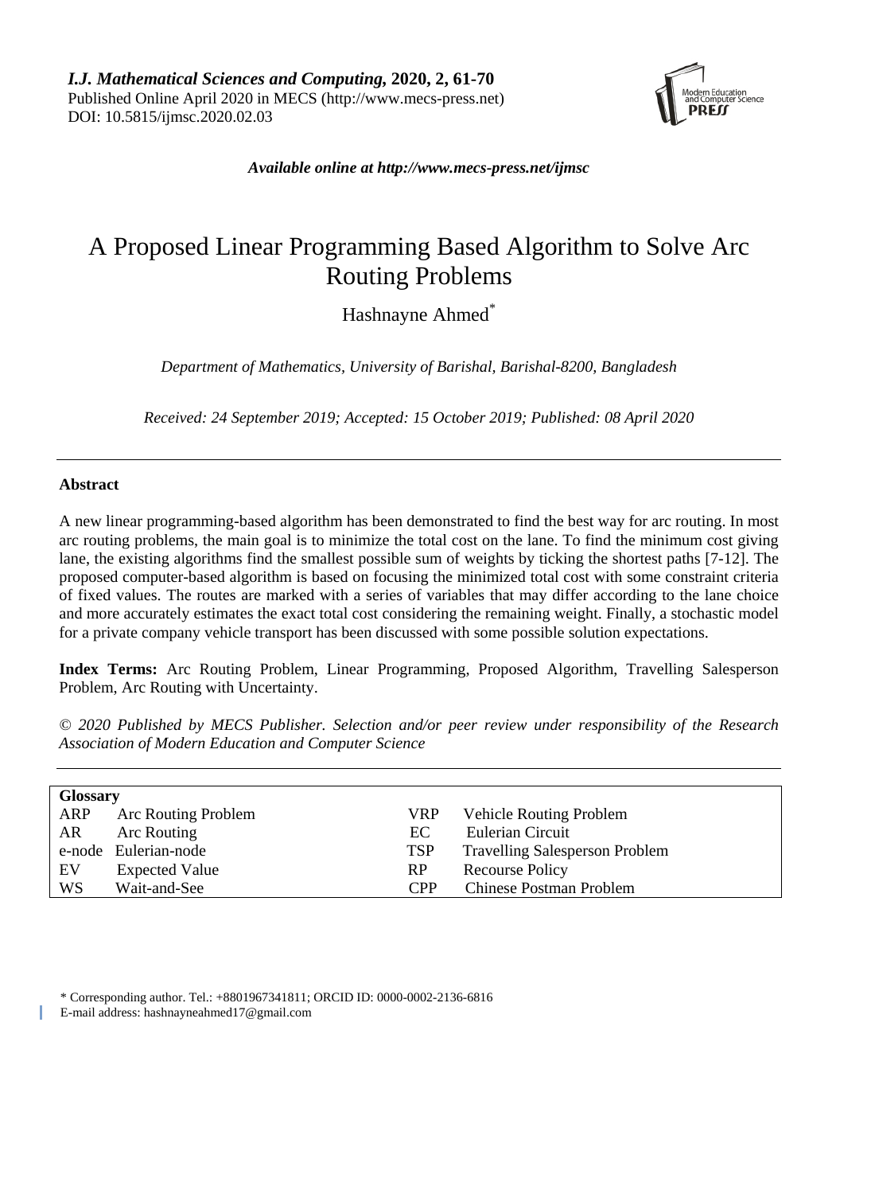*I.J. Mathematical Sciences and Computing*, **2020, 2, 61-70**
Published Online April 2020 in MECS (http://www.mecs-press.net)
DOI: 10.5815/ijmsc.2020.02.03

***Available online at http://www.mecs-press.net/ijmsc***

# A Proposed Linear Programming Based Algorithm to Solve Arc Routing Problems

Hashnayne Ahmed*

*Department of Mathematics, University of Barishal, Barishal-8200, Bangladesh*

*Received: 24 September 2019; Accepted: 15 October 2019; Published: 08 April 2020*

---

**Abstract**

A new linear programming-based algorithm has been demonstrated to find the best way for arc routing. In most arc routing problems, the main goal is to minimize the total cost on the lane. To find the minimum cost giving lane, the existing algorithms find the smallest possible sum of weights by ticking the shortest paths [7-12]. The proposed computer-based algorithm is based on focusing the minimized total cost with some constraint criteria of fixed values. The routes are marked with a series of variables that may differ according to the lane choice and more accurately estimates the exact total cost considering the remaining weight. Finally, a stochastic model for a private company vehicle transport has been discussed with some possible solution expectations.

**Index Terms:** Arc Routing Problem, Linear Programming, Proposed Algorithm, Travelling Salesperson Problem, Arc Routing with Uncertainty.

*© 2020 Published by MECS Publisher. Selection and/or peer review under responsibility of the Research Association of Modern Education and Computer Science*

---

**Glossary**

| | | | |
|---|---|---|---|
| ARP | Arc Routing Problem | VRP | Vehicle Routing Problem |
| AR | Arc Routing | EC | Eulerian Circuit |
| e-node | Eulerian-node | TSP | Travelling Salesperson Problem |
| EV | Expected Value | RP | Recourse Policy |
| WS | Wait-and-See | CPP | Chinese Postman Problem |

\* Corresponding author. Tel.: +8801967341811; ORCID ID: 0000-0002-2136-6816
E-mail address: hashnayneahmed17@gmail.com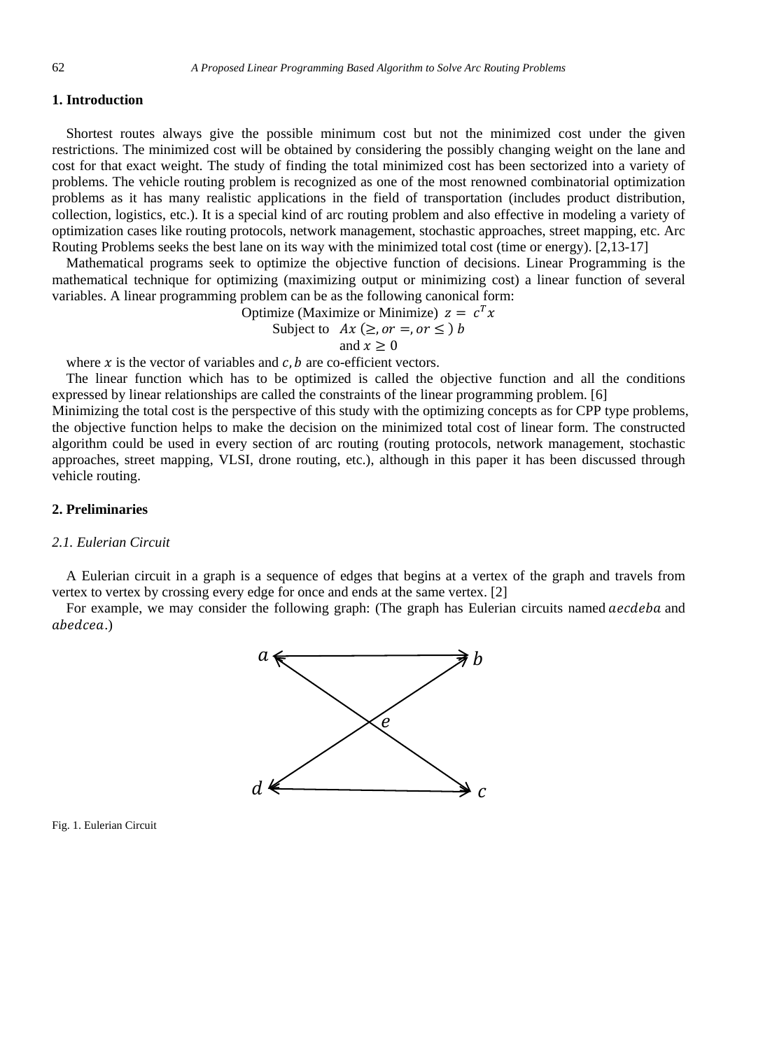## 1. Introduction

Shortest routes always give the possible minimum cost but not the minimized cost under the given restrictions. The minimized cost will be obtained by considering the possibly changing weight on the lane and cost for that exact weight. The study of finding the total minimized cost has been sectorized into a variety of problems. The vehicle routing problem is recognized as one of the most renowned combinatorial optimization problems as it has many realistic applications in the field of transportation (includes product distribution, collection, logistics, etc.). It is a special kind of arc routing problem and also effective in modeling a variety of optimization cases like routing protocols, network management, stochastic approaches, street mapping, etc. Arc Routing Problems seeks the best lane on its way with the minimized total cost (time or energy). [2,13-17]

Mathematical programs seek to optimize the objective function of decisions. Linear Programming is the mathematical technique for optimizing (maximizing output or minimizing cost) a linear function of several variables. A linear programming problem can be as the following canonical form:

$$\text{Optimize (Maximize or Minimize) } z = c^T x$$
$$\text{Subject to } \quad Ax\ (\geq, or =, or \leq)\ b$$
$$\text{and } x \geq 0$$

where $x$ is the vector of variables and $c, b$ are co-efficient vectors.

The linear function which has to be optimized is called the objective function and all the conditions expressed by linear relationships are called the constraints of the linear programming problem. [6]

Minimizing the total cost is the perspective of this study with the optimizing concepts as for CPP type problems, the objective function helps to make the decision on the minimized total cost of linear form. The constructed algorithm could be used in every section of arc routing (routing protocols, network management, stochastic approaches, street mapping, VLSI, drone routing, etc.), although in this paper it has been discussed through vehicle routing.

## 2. Preliminaries

### *2.1. Eulerian Circuit*

A Eulerian circuit in a graph is a sequence of edges that begins at a vertex of the graph and travels from vertex to vertex by crossing every edge for once and ends at the same vertex. [2]

For example, we may consider the following graph: (The graph has Eulerian circuits named $aecdeba$ and $abedcea$.)

Fig. 1. Eulerian Circuit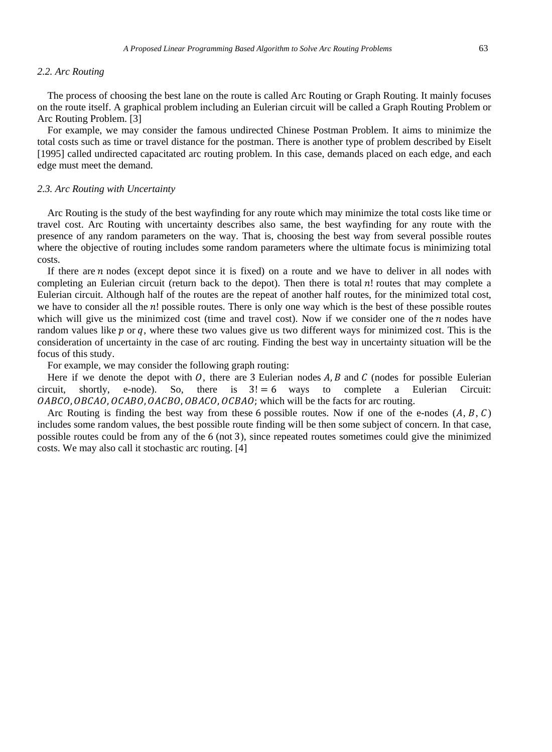### *2.2. Arc Routing*

The process of choosing the best lane on the route is called Arc Routing or Graph Routing. It mainly focuses on the route itself. A graphical problem including an Eulerian circuit will be called a Graph Routing Problem or Arc Routing Problem. [3]

For example, we may consider the famous undirected Chinese Postman Problem. It aims to minimize the total costs such as time or travel distance for the postman. There is another type of problem described by Eiselt [1995] called undirected capacitated arc routing problem. In this case, demands placed on each edge, and each edge must meet the demand.

### *2.3. Arc Routing with Uncertainty*

Arc Routing is the study of the best wayfinding for any route which may minimize the total costs like time or travel cost. Arc Routing with uncertainty describes also same, the best wayfinding for any route with the presence of any random parameters on the way. That is, choosing the best way from several possible routes where the objective of routing includes some random parameters where the ultimate focus is minimizing total costs.

If there are $n$ nodes (except depot since it is fixed) on a route and we have to deliver in all nodes with completing an Eulerian circuit (return back to the depot). Then there is total $n!$ routes that may complete a Eulerian circuit. Although half of the routes are the repeat of another half routes, for the minimized total cost, we have to consider all the $n!$ possible routes. There is only one way which is the best of these possible routes which will give us the minimized cost (time and travel cost). Now if we consider one of the $n$ nodes have random values like $p$ or $q$, where these two values give us two different ways for minimized cost. This is the consideration of uncertainty in the case of arc routing. Finding the best way in uncertainty situation will be the focus of this study.

For example, we may consider the following graph routing:

Here if we denote the depot with $O$, there are 3 Eulerian nodes $A, B$ and $C$ (nodes for possible Eulerian circuit, shortly, e-node). So, there is $3! = 6$ ways to complete a Eulerian Circuit: $OABCO, OBCAO, OCABO, OACBO, OBACO, OCBAO$; which will be the facts for arc routing.

Arc Routing is finding the best way from these 6 possible routes. Now if one of the e-nodes ($A$, $B$, $C$) includes some random values, the best possible route finding will be then some subject of concern. In that case, possible routes could be from any of the 6 (not 3), since repeated routes sometimes could give the minimized costs. We may also call it stochastic arc routing. [4]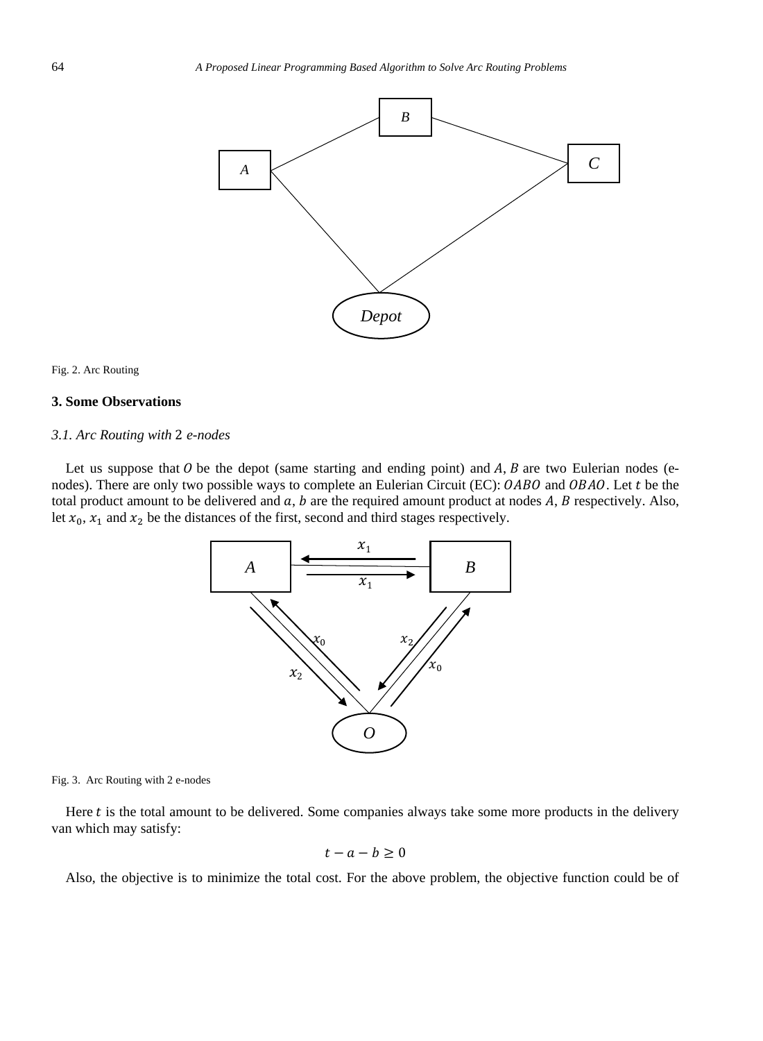Fig. 2. Arc Routing

## 3. Some Observations

### *3.1. Arc Routing with* 2 *e-nodes*

Let us suppose that $O$ be the depot (same starting and ending point) and $A$, $B$ are two Eulerian nodes (e-nodes). There are only two possible ways to complete an Eulerian Circuit (EC): $OABO$ and $OBAO$. Let $t$ be the total product amount to be delivered and $a$, $b$ are the required amount product at nodes $A$, $B$ respectively. Also, let $x_0$, $x_1$ and $x_2$ be the distances of the first, second and third stages respectively.

Fig. 3. Arc Routing with 2 e-nodes

Here $t$ is the total amount to be delivered. Some companies always take some more products in the delivery van which may satisfy:

$$t - a - b \geq 0$$

Also, the objective is to minimize the total cost. For the above problem, the objective function could be of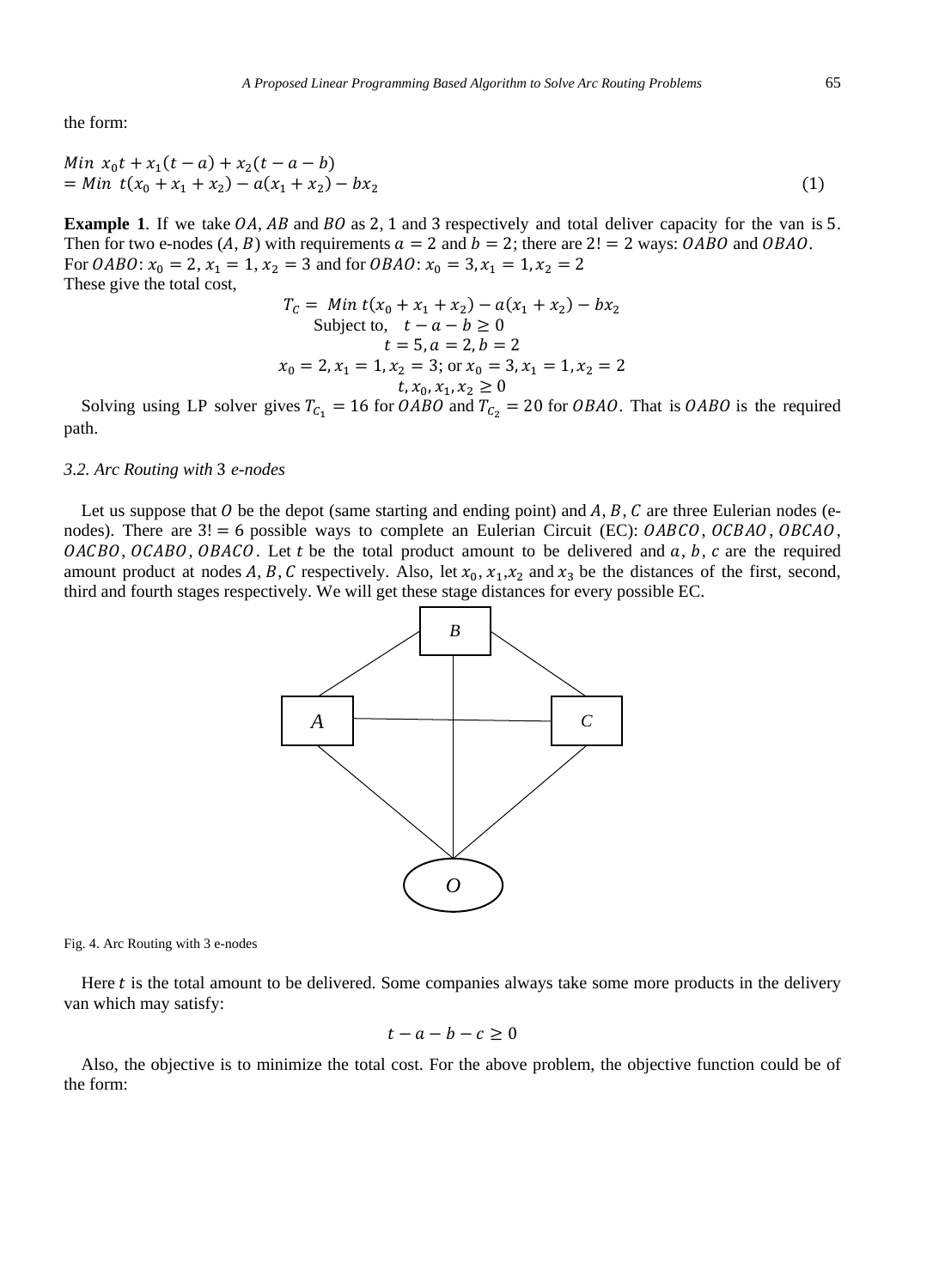the form:

$$Min\ x_0 t + x_1(t-a) + x_2(t-a-b)$$
$$= Min\ t(x_0 + x_1 + x_2) - a(x_1 + x_2) - bx_2 \quad (1)$$

**Example 1**. If we take $OA$, $AB$ and $BO$ as 2, 1 and 3 respectively and total deliver capacity for the van is 5. Then for two e-nodes $(A, B)$ with requirements $a = 2$ and $b = 2$; there are $2! = 2$ ways: $OABO$ and $OBAO$.
For $OABO$: $x_0 = 2, x_1 = 1, x_2 = 3$ and for $OBAO$: $x_0 = 3, x_1 = 1, x_2 = 2$
These give the total cost,

$$T_C = Min\ t(x_0 + x_1 + x_2) - a(x_1 + x_2) - bx_2$$
$$\text{Subject to,} \quad t - a - b \geq 0$$
$$t = 5, a = 2, b = 2$$
$$x_0 = 2, x_1 = 1, x_2 = 3; \text{ or } x_0 = 3, x_1 = 1, x_2 = 2$$
$$t, x_0, x_1, x_2 \geq 0$$

Solving using LP solver gives $T_{C_1} = 16$ for $OABO$ and $T_{C_2} = 20$ for $OBAO$. That is $OABO$ is the required path.

### 3.2. Arc Routing with 3 e-nodes

Let us suppose that $O$ be the depot (same starting and ending point) and $A, B, C$ are three Eulerian nodes (e-nodes). There are $3! = 6$ possible ways to complete an Eulerian Circuit (EC): $OABCO$, $OCBAO$, $OBCAO$, $OACBO$, $OCABO$, $OBACO$. Let $t$ be the total product amount to be delivered and $a$, $b$, $c$ are the required amount product at nodes $A, B, C$ respectively. Also, let $x_0$, $x_1$, $x_2$ and $x_3$ be the distances of the first, second, third and fourth stages respectively. We will get these stage distances for every possible EC.

Fig. 4. Arc Routing with 3 e-nodes

Here $t$ is the total amount to be delivered. Some companies always take some more products in the delivery van which may satisfy:

$$t - a - b - c \geq 0$$

Also, the objective is to minimize the total cost. For the above problem, the objective function could be of the form: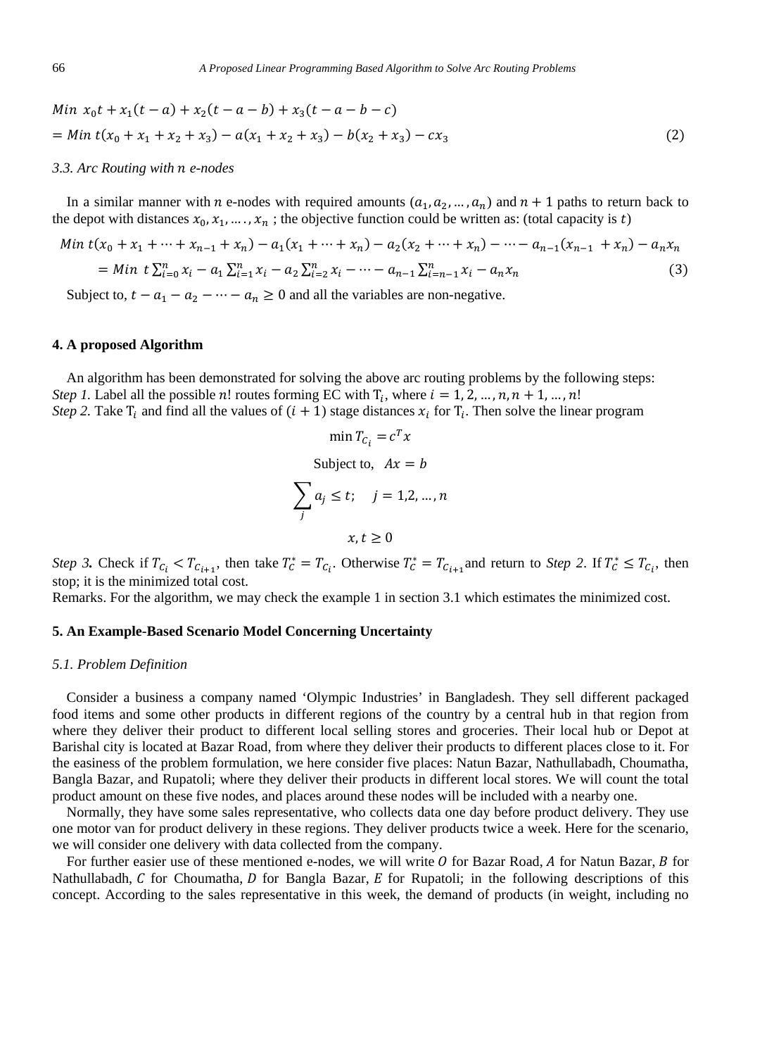$$Min\ x_0 t + x_1(t-a) + x_2(t-a-b) + x_3(t-a-b-c)$$

$$= Min\ t(x_0 + x_1 + x_2 + x_3) - a(x_1 + x_2 + x_3) - b(x_2 + x_3) - cx_3 \tag{2}$$

### 3.3. Arc Routing with $n$ e-nodes

In a similar manner with $n$ e-nodes with required amounts $(a_1, a_2, \dots, a_n)$ and $n+1$ paths to return back to the depot with distances $x_0, x_1, \dots, x_n$ ; the objective function could be written as: (total capacity is $t$)

$$Min\ t(x_0 + x_1 + \cdots + x_{n-1} + x_n) - a_1(x_1 + \cdots + x_n) - a_2(x_2 + \cdots + x_n) - \cdots - a_{n-1}(x_{n-1} + x_n) - a_n x_n$$

$$= Min\ t\sum_{i=0}^{n} x_i - a_1 \sum_{i=1}^{n} x_i - a_2 \sum_{i=2}^{n} x_i - \cdots - a_{n-1} \sum_{i=n-1}^{n} x_i - a_n x_n \tag{3}$$

Subject to, $t - a_1 - a_2 - \cdots - a_n \geq 0$ and all the variables are non-negative.

## 4. A proposed Algorithm

An algorithm has been demonstrated for solving the above arc routing problems by the following steps:

*Step 1.* Label all the possible $n!$ routes forming EC with $T_i$, where $i = 1, 2, \dots, n, n+1, \dots, n!$

*Step 2.* Take $T_i$ and find all the values of $(i+1)$ stage distances $x_i$ for $T_i$. Then solve the linear program

$$\min T_{C_i} = c^T x$$

$$\text{Subject to,} \quad Ax = b$$

$$\sum_j a_j \leq t; \quad j = 1, 2, \dots, n$$

$$x, t \geq 0$$

*Step 3.* Check if $T_{C_i} < T_{C_{i+1}}$, then take $T_C^* = T_{C_i}$. Otherwise $T_C^* = T_{C_{i+1}}$ and return to *Step 2*. If $T_C^* \leq T_{C_i}$, then stop; it is the minimized total cost.

Remarks. For the algorithm, we may check the example 1 in section 3.1 which estimates the minimized cost.

## 5. An Example-Based Scenario Model Concerning Uncertainty

### 5.1. Problem Definition

Consider a business a company named 'Olympic Industries' in Bangladesh. They sell different packaged food items and some other products in different regions of the country by a central hub in that region from where they deliver their product to different local selling stores and groceries. Their local hub or Depot at Barishal city is located at Bazar Road, from where they deliver their products to different places close to it. For the easiness of the problem formulation, we here consider five places: Natun Bazar, Nathullabadh, Choumatha, Bangla Bazar, and Rupatoli; where they deliver their products in different local stores. We will count the total product amount on these five nodes, and places around these nodes will be included with a nearby one.

Normally, they have some sales representative, who collects data one day before product delivery. They use one motor van for product delivery in these regions. They deliver products twice a week. Here for the scenario, we will consider one delivery with data collected from the company.

For further easier use of these mentioned e-nodes, we will write $O$ for Bazar Road, $A$ for Natun Bazar, $B$ for Nathullabadh, $C$ for Choumatha, $D$ for Bangla Bazar, $E$ for Rupatoli; in the following descriptions of this concept. According to the sales representative in this week, the demand of products (in weight, including no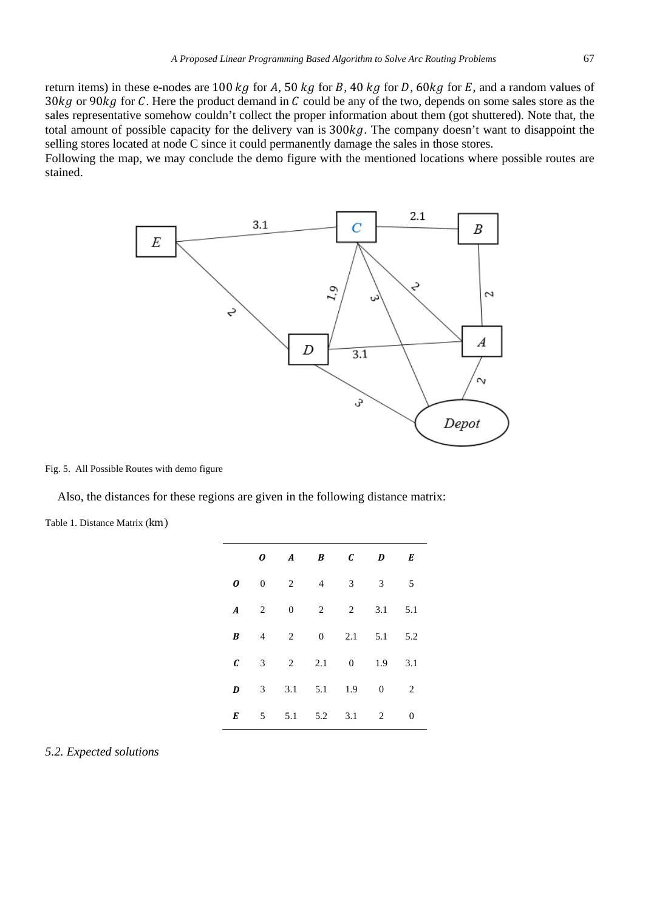return items) in these e-nodes are $100\ kg$ for $A$, $50\ kg$ for $B$, $40\ kg$ for $D$, $60kg$ for $E$, and a random values of $30kg$ or $90kg$ for $C$. Here the product demand in $C$ could be any of the two, depends on some sales store as the sales representative somehow couldn't collect the proper information about them (got shuttered). Note that, the total amount of possible capacity for the delivery van is $300kg$. The company doesn't want to disappoint the selling stores located at node C since it could permanently damage the sales in those stores.

Following the map, we may conclude the demo figure with the mentioned locations where possible routes are stained.

Fig. 5. All Possible Routes with demo figure

Also, the distances for these regions are given in the following distance matrix:

Table 1. Distance Matrix (km)

| | ***O*** | ***A*** | ***B*** | ***C*** | ***D*** | ***E*** |
|---|---|---|---|---|---|---|
| ***O*** | 0 | 2 | 4 | 3 | 3 | 5 |
| ***A*** | 2 | 0 | 2 | 2 | 3.1 | 5.1 |
| ***B*** | 4 | 2 | 0 | 2.1 | 5.1 | 5.2 |
| ***C*** | 3 | 2 | 2.1 | 0 | 1.9 | 3.1 |
| ***D*** | 3 | 3.1 | 5.1 | 1.9 | 0 | 2 |
| ***E*** | 5 | 5.1 | 5.2 | 3.1 | 2 | 0 |

### *5.2. Expected solutions*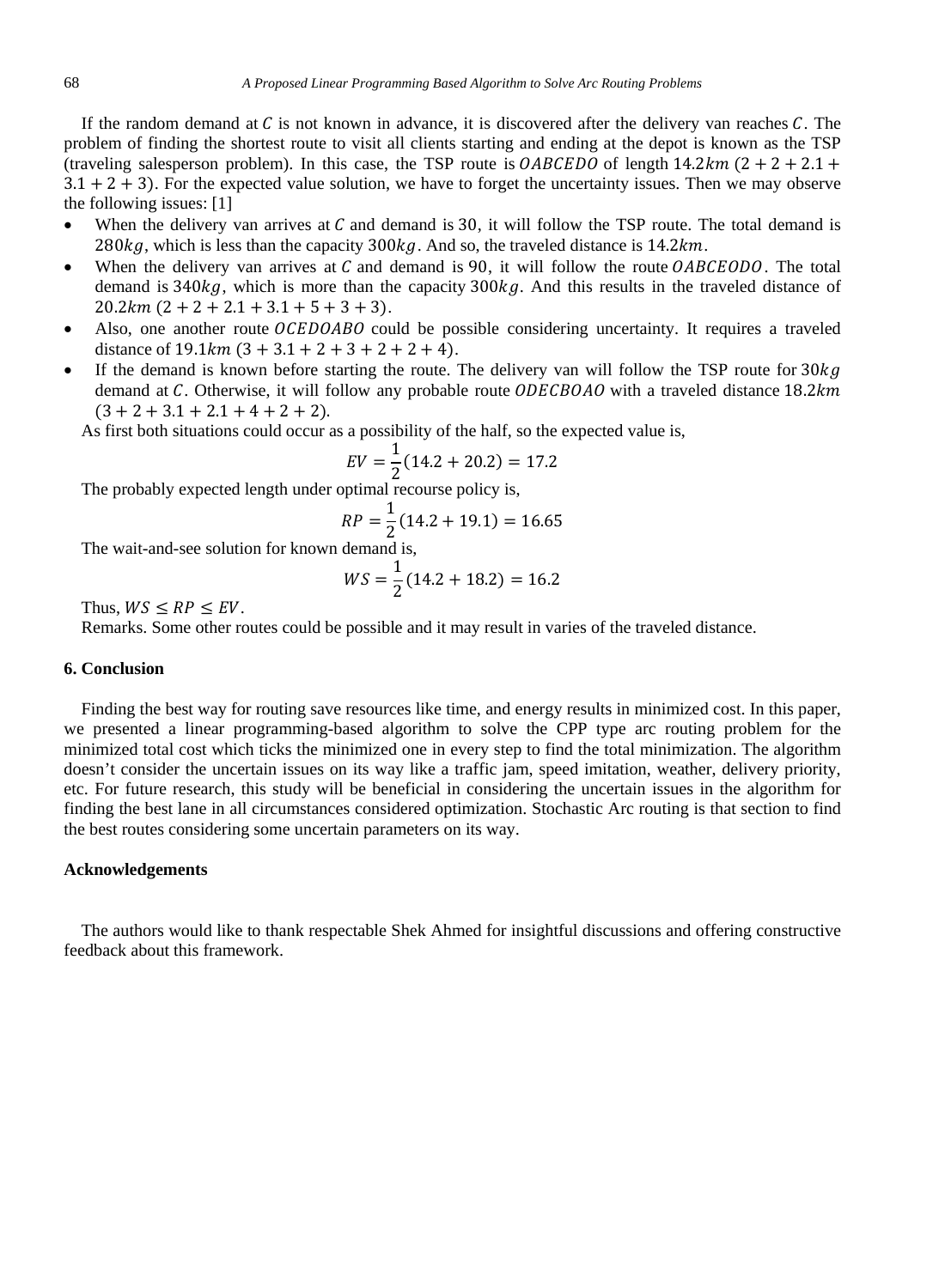If the random demand at $C$ is not known in advance, it is discovered after the delivery van reaches $C$. The problem of finding the shortest route to visit all clients starting and ending at the depot is known as the TSP (traveling salesperson problem). In this case, the TSP route is $OABCEDO$ of length $14.2km$ $(2 + 2 + 2.1 + 3.1 + 2 + 3)$. For the expected value solution, we have to forget the uncertainty issues. Then we may observe the following issues: [1]

- When the delivery van arrives at $C$ and demand is $30$, it will follow the TSP route. The total demand is $280kg$, which is less than the capacity $300kg$. And so, the traveled distance is $14.2km$.
- When the delivery van arrives at $C$ and demand is $90$, it will follow the route $OABCEODO$. The total demand is $340kg$, which is more than the capacity $300kg$. And this results in the traveled distance of $20.2km$ $(2 + 2 + 2.1 + 3.1 + 5 + 3 + 3)$.
- Also, one another route $OCEDOABO$ could be possible considering uncertainty. It requires a traveled distance of $19.1km$ $(3 + 3.1 + 2 + 3 + 2 + 2 + 4)$.
- If the demand is known before starting the route. The delivery van will follow the TSP route for $30kg$ demand at $C$. Otherwise, it will follow any probable route $ODECBOAO$ with a traveled distance $18.2km$ $(3 + 2 + 3.1 + 2.1 + 4 + 2 + 2)$.

As first both situations could occur as a possibility of the half, so the expected value is,

$$EV = \frac{1}{2}(14.2 + 20.2) = 17.2$$

The probably expected length under optimal recourse policy is,

$$RP = \frac{1}{2}(14.2 + 19.1) = 16.65$$

The wait-and-see solution for known demand is,

$$WS = \frac{1}{2}(14.2 + 18.2) = 16.2$$

Thus, $WS \leq RP \leq EV$.

Remarks. Some other routes could be possible and it may result in varies of the traveled distance.

## 6. Conclusion

Finding the best way for routing save resources like time, and energy results in minimized cost. In this paper, we presented a linear programming-based algorithm to solve the CPP type arc routing problem for the minimized total cost which ticks the minimized one in every step to find the total minimization. The algorithm doesn't consider the uncertain issues on its way like a traffic jam, speed imitation, weather, delivery priority, etc. For future research, this study will be beneficial in considering the uncertain issues in the algorithm for finding the best lane in all circumstances considered optimization. Stochastic Arc routing is that section to find the best routes considering some uncertain parameters on its way.

## Acknowledgements

The authors would like to thank respectable Shek Ahmed for insightful discussions and offering constructive feedback about this framework.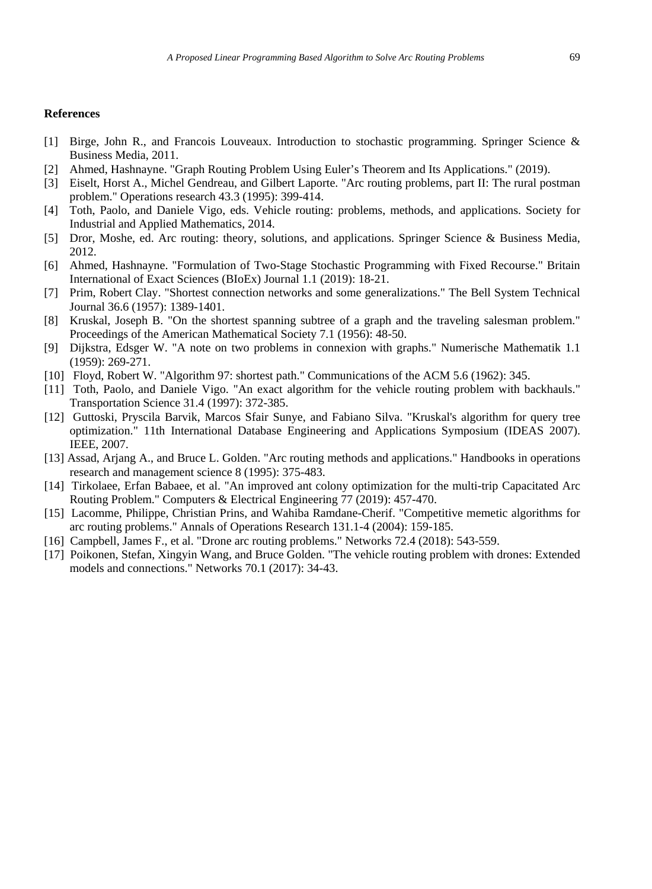## References

[1] Birge, John R., and Francois Louveaux. Introduction to stochastic programming. Springer Science & Business Media, 2011.

[2] Ahmed, Hashnayne. "Graph Routing Problem Using Euler's Theorem and Its Applications." (2019).

[3] Eiselt, Horst A., Michel Gendreau, and Gilbert Laporte. "Arc routing problems, part II: The rural postman problem." Operations research 43.3 (1995): 399-414.

[4] Toth, Paolo, and Daniele Vigo, eds. Vehicle routing: problems, methods, and applications. Society for Industrial and Applied Mathematics, 2014.

[5] Dror, Moshe, ed. Arc routing: theory, solutions, and applications. Springer Science & Business Media, 2012.

[6] Ahmed, Hashnayne. "Formulation of Two-Stage Stochastic Programming with Fixed Recourse." Britain International of Exact Sciences (BIoEx) Journal 1.1 (2019): 18-21.

[7] Prim, Robert Clay. "Shortest connection networks and some generalizations." The Bell System Technical Journal 36.6 (1957): 1389-1401.

[8] Kruskal, Joseph B. "On the shortest spanning subtree of a graph and the traveling salesman problem." Proceedings of the American Mathematical Society 7.1 (1956): 48-50.

[9] Dijkstra, Edsger W. "A note on two problems in connexion with graphs." Numerische Mathematik 1.1 (1959): 269-271.

[10] Floyd, Robert W. "Algorithm 97: shortest path." Communications of the ACM 5.6 (1962): 345.

[11] Toth, Paolo, and Daniele Vigo. "An exact algorithm for the vehicle routing problem with backhauls." Transportation Science 31.4 (1997): 372-385.

[12] Guttoski, Pryscila Barvik, Marcos Sfair Sunye, and Fabiano Silva. "Kruskal's algorithm for query tree optimization." 11th International Database Engineering and Applications Symposium (IDEAS 2007). IEEE, 2007.

[13] Assad, Arjang A., and Bruce L. Golden. "Arc routing methods and applications." Handbooks in operations research and management science 8 (1995): 375-483.

[14] Tirkolaee, Erfan Babaee, et al. "An improved ant colony optimization for the multi-trip Capacitated Arc Routing Problem." Computers & Electrical Engineering 77 (2019): 457-470.

[15] Lacomme, Philippe, Christian Prins, and Wahiba Ramdane-Cherif. "Competitive memetic algorithms for arc routing problems." Annals of Operations Research 131.1-4 (2004): 159-185.

[16] Campbell, James F., et al. "Drone arc routing problems." Networks 72.4 (2018): 543-559.

[17] Poikonen, Stefan, Xingyin Wang, and Bruce Golden. "The vehicle routing problem with drones: Extended models and connections." Networks 70.1 (2017): 34-43.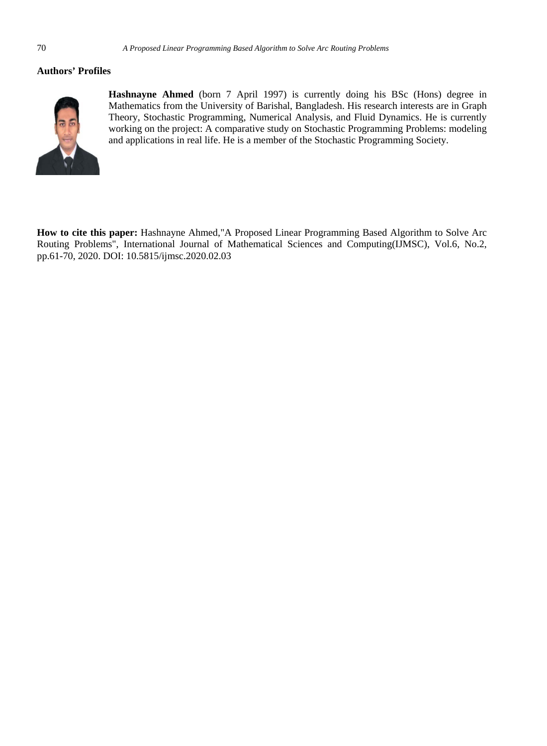**Authors' Profiles**

**Hashnayne Ahmed** (born 7 April 1997) is currently doing his BSc (Hons) degree in Mathematics from the University of Barishal, Bangladesh. His research interests are in Graph Theory, Stochastic Programming, Numerical Analysis, and Fluid Dynamics. He is currently working on the project: A comparative study on Stochastic Programming Problems: modeling and applications in real life. He is a member of the Stochastic Programming Society.

**How to cite this paper:** Hashnayne Ahmed,"A Proposed Linear Programming Based Algorithm to Solve Arc Routing Problems", International Journal of Mathematical Sciences and Computing(IJMSC), Vol.6, No.2, pp.61-70, 2020. DOI: 10.5815/ijmsc.2020.02.03